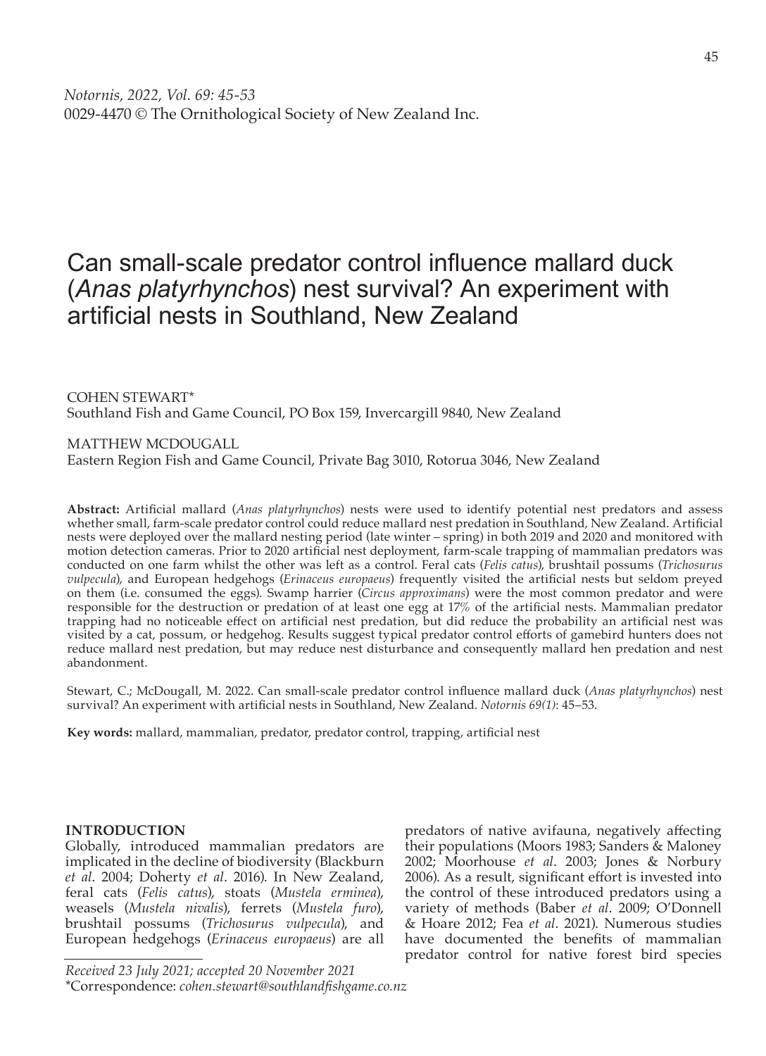Notornis, 2022, Vol. 69: 45-53
0029-4470 © The Ornithological Society of New Zealand Inc.

# Can small-scale predator control influence mallard duck (*Anas platyrhynchos*) nest survival? An experiment with artificial nests in Southland, New Zealand

COHEN STEWART*
Southland Fish and Game Council, PO Box 159, Invercargill 9840, New Zealand

MATTHEW MCDOUGALL
Eastern Region Fish and Game Council, Private Bag 3010, Rotorua 3046, New Zealand

**Abstract:** Artificial mallard (*Anas platyrhynchos*) nests were used to identify potential nest predators and assess whether small, farm-scale predator control could reduce mallard nest predation in Southland, New Zealand. Artificial nests were deployed over the mallard nesting period (late winter – spring) in both 2019 and 2020 and monitored with motion detection cameras. Prior to 2020 artificial nest deployment, farm-scale trapping of mammalian predators was conducted on one farm whilst the other was left as a control. Feral cats (*Felis catus*), brushtail possums (*Trichosurus vulpecula*), and European hedgehogs (*Erinaceus europaeus*) frequently visited the artificial nests but seldom preyed on them (i.e. consumed the eggs). Swamp harrier (*Circus approximans*) were the most common predator and were responsible for the destruction or predation of at least one egg at 17% of the artificial nests. Mammalian predator trapping had no noticeable effect on artificial nest predation, but did reduce the probability an artificial nest was visited by a cat, possum, or hedgehog. Results suggest typical predator control efforts of gamebird hunters does not reduce mallard nest predation, but may reduce nest disturbance and consequently mallard hen predation and nest abandonment.

Stewart, C.; McDougall, M. 2022. Can small-scale predator control influence mallard duck (*Anas platyrhynchos*) nest survival? An experiment with artificial nests in Southland, New Zealand. *Notornis 69(1)*: 45–53.

**Key words:** mallard, mammalian, predator, predator control, trapping, artificial nest

## INTRODUCTION

Globally, introduced mammalian predators are implicated in the decline of biodiversity (Blackburn *et al*. 2004; Doherty *et al*. 2016). In New Zealand, feral cats (*Felis catus*), stoats (*Mustela erminea*), weasels (*Mustela nivalis*), ferrets (*Mustela furo*), brushtail possums (*Trichosurus vulpecula*), and European hedgehogs (*Erinaceus europaeus*) are all predators of native avifauna, negatively affecting their populations (Moors 1983; Sanders & Maloney 2002; Moorhouse *et al*. 2003; Jones & Norbury 2006). As a result, significant effort is invested into the control of these introduced predators using a variety of methods (Baber *et al*. 2009; O'Donnell & Hoare 2012; Fea *et al*. 2021). Numerous studies have documented the benefits of mammalian predator control for native forest bird species

*Received 23 July 2021; accepted 20 November 2021*
*Correspondence: *cohen.stewart@southlandfishgame.co.nz*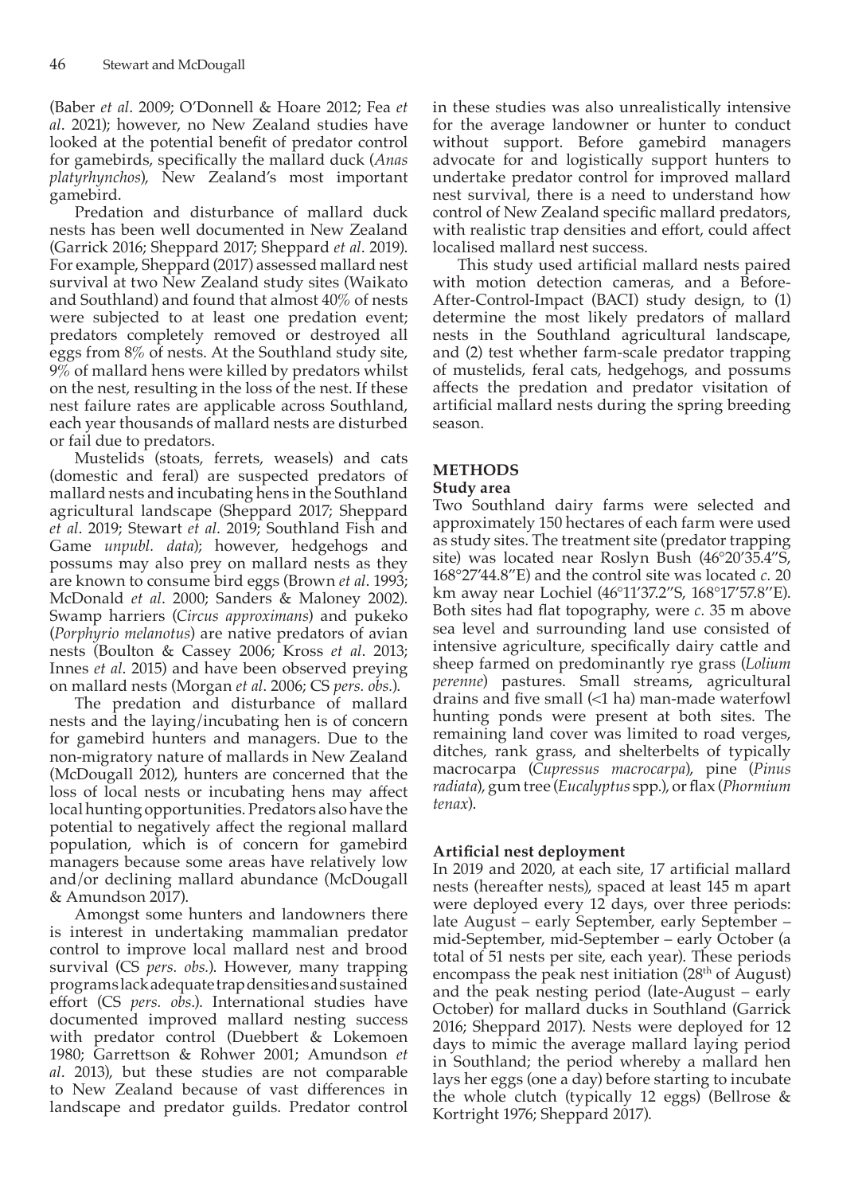(Baber *et al*. 2009; O'Donnell & Hoare 2012; Fea *et al*. 2021); however, no New Zealand studies have looked at the potential benefit of predator control for gamebirds, specifically the mallard duck (*Anas platyrhynchos*), New Zealand's most important gamebird.

Predation and disturbance of mallard duck nests has been well documented in New Zealand (Garrick 2016; Sheppard 2017; Sheppard *et al*. 2019). For example, Sheppard (2017) assessed mallard nest survival at two New Zealand study sites (Waikato and Southland) and found that almost 40% of nests were subjected to at least one predation event; predators completely removed or destroyed all eggs from 8% of nests. At the Southland study site, 9% of mallard hens were killed by predators whilst on the nest, resulting in the loss of the nest. If these nest failure rates are applicable across Southland, each year thousands of mallard nests are disturbed or fail due to predators.

Mustelids (stoats, ferrets, weasels) and cats (domestic and feral) are suspected predators of mallard nests and incubating hens in the Southland agricultural landscape (Sheppard 2017; Sheppard *et al*. 2019; Stewart *et al*. 2019; Southland Fish and Game *unpubl. data*); however, hedgehogs and possums may also prey on mallard nests as they are known to consume bird eggs (Brown *et al*. 1993; McDonald *et al*. 2000; Sanders & Maloney 2002). Swamp harriers (*Circus approximans*) and pukeko (*Porphyrio melanotus*) are native predators of avian nests (Boulton & Cassey 2006; Kross *et al*. 2013; Innes *et al*. 2015) and have been observed preying on mallard nests (Morgan *et al*. 2006; CS *pers. obs*.).

The predation and disturbance of mallard nests and the laying/incubating hen is of concern for gamebird hunters and managers. Due to the non-migratory nature of mallards in New Zealand (McDougall 2012), hunters are concerned that the loss of local nests or incubating hens may affect local hunting opportunities. Predators also have the potential to negatively affect the regional mallard population, which is of concern for gamebird managers because some areas have relatively low and/or declining mallard abundance (McDougall & Amundson 2017).

Amongst some hunters and landowners there is interest in undertaking mammalian predator control to improve local mallard nest and brood survival (CS *pers. obs*.). However, many trapping programs lack adequate trap densities and sustained effort (CS *pers. obs*.). International studies have documented improved mallard nesting success with predator control (Duebbert & Lokemoen 1980; Garrettson & Rohwer 2001; Amundson *et al*. 2013), but these studies are not comparable to New Zealand because of vast differences in landscape and predator guilds. Predator control in these studies was also unrealistically intensive for the average landowner or hunter to conduct without support. Before gamebird managers advocate for and logistically support hunters to undertake predator control for improved mallard nest survival, there is a need to understand how control of New Zealand specific mallard predators, with realistic trap densities and effort, could affect localised mallard nest success.

This study used artificial mallard nests paired with motion detection cameras, and a Before-After-Control-Impact (BACI) study design, to (1) determine the most likely predators of mallard nests in the Southland agricultural landscape, and (2) test whether farm-scale predator trapping of mustelids, feral cats, hedgehogs, and possums affects the predation and predator visitation of artificial mallard nests during the spring breeding season.

## METHODS

### Study area

Two Southland dairy farms were selected and approximately 150 hectares of each farm were used as study sites. The treatment site (predator trapping site) was located near Roslyn Bush (46°20′35.4″S, 168°27′44.8″E) and the control site was located *c*. 20 km away near Lochiel (46°11′37.2″S, 168°17′57.8″E). Both sites had flat topography, were *c*. 35 m above sea level and surrounding land use consisted of intensive agriculture, specifically dairy cattle and sheep farmed on predominantly rye grass (*Lolium perenne*) pastures. Small streams, agricultural drains and five small (<1 ha) man-made waterfowl hunting ponds were present at both sites. The remaining land cover was limited to road verges, ditches, rank grass, and shelterbelts of typically macrocarpa (*Cupressus macrocarpa*), pine (*Pinus radiata*), gum tree (*Eucalyptus* spp.), or flax (*Phormium tenax*).

### Artificial nest deployment

In 2019 and 2020, at each site, 17 artificial mallard nests (hereafter nests), spaced at least 145 m apart were deployed every 12 days, over three periods: late August – early September, early September – mid-September, mid-September – early October (a total of 51 nests per site, each year). These periods encompass the peak nest initiation (28th of August) and the peak nesting period (late-August – early October) for mallard ducks in Southland (Garrick 2016; Sheppard 2017). Nests were deployed for 12 days to mimic the average mallard laying period in Southland; the period whereby a mallard hen lays her eggs (one a day) before starting to incubate the whole clutch (typically 12 eggs) (Bellrose & Kortright 1976; Sheppard 2017).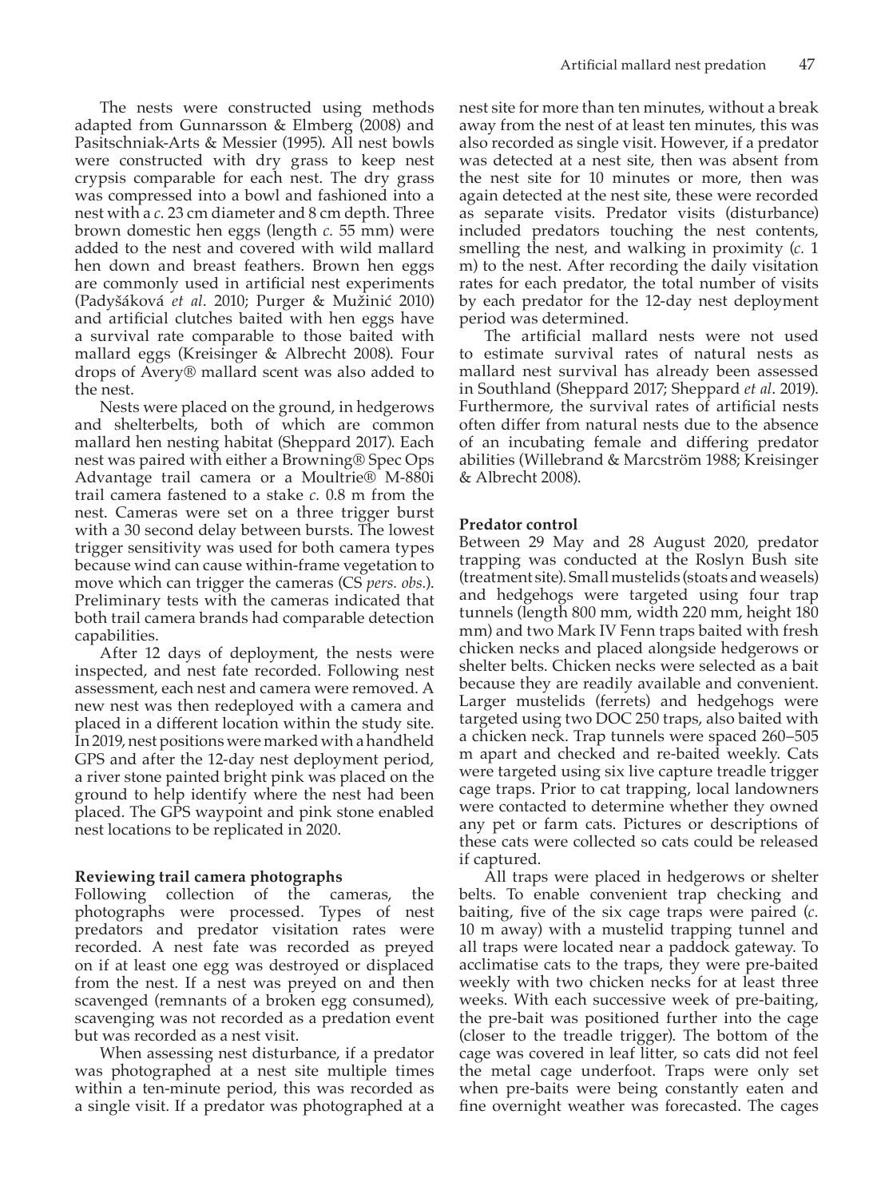The nests were constructed using methods adapted from Gunnarsson & Elmberg (2008) and Pasitschniak-Arts & Messier (1995). All nest bowls were constructed with dry grass to keep nest crypsis comparable for each nest. The dry grass was compressed into a bowl and fashioned into a nest with a *c.* 23 cm diameter and 8 cm depth. Three brown domestic hen eggs (length *c.* 55 mm) were added to the nest and covered with wild mallard hen down and breast feathers. Brown hen eggs are commonly used in artificial nest experiments (Padyšáková *et al*. 2010; Purger & Mužinić 2010) and artificial clutches baited with hen eggs have a survival rate comparable to those baited with mallard eggs (Kreisinger & Albrecht 2008). Four drops of Avery® mallard scent was also added to the nest.

Nests were placed on the ground, in hedgerows and shelterbelts, both of which are common mallard hen nesting habitat (Sheppard 2017). Each nest was paired with either a Browning® Spec Ops Advantage trail camera or a Moultrie® M-880i trail camera fastened to a stake *c.* 0.8 m from the nest. Cameras were set on a three trigger burst with a 30 second delay between bursts. The lowest trigger sensitivity was used for both camera types because wind can cause within-frame vegetation to move which can trigger the cameras (CS *pers. obs.*). Preliminary tests with the cameras indicated that both trail camera brands had comparable detection capabilities.

After 12 days of deployment, the nests were inspected, and nest fate recorded. Following nest assessment, each nest and camera were removed. A new nest was then redeployed with a camera and placed in a different location within the study site. In 2019, nest positions were marked with a handheld GPS and after the 12-day nest deployment period, a river stone painted bright pink was placed on the ground to help identify where the nest had been placed. The GPS waypoint and pink stone enabled nest locations to be replicated in 2020.

**Reviewing trail camera photographs**

Following collection of the cameras, the photographs were processed. Types of nest predators and predator visitation rates were recorded. A nest fate was recorded as preyed on if at least one egg was destroyed or displaced from the nest. If a nest was preyed on and then scavenged (remnants of a broken egg consumed), scavenging was not recorded as a predation event but was recorded as a nest visit.

When assessing nest disturbance, if a predator was photographed at a nest site multiple times within a ten-minute period, this was recorded as a single visit. If a predator was photographed at a nest site for more than ten minutes, without a break away from the nest of at least ten minutes, this was also recorded as single visit. However, if a predator was detected at a nest site, then was absent from the nest site for 10 minutes or more, then was again detected at the nest site, these were recorded as separate visits. Predator visits (disturbance) included predators touching the nest contents, smelling the nest, and walking in proximity (*c.* 1 m) to the nest. After recording the daily visitation rates for each predator, the total number of visits by each predator for the 12-day nest deployment period was determined.

The artificial mallard nests were not used to estimate survival rates of natural nests as mallard nest survival has already been assessed in Southland (Sheppard 2017; Sheppard *et al*. 2019). Furthermore, the survival rates of artificial nests often differ from natural nests due to the absence of an incubating female and differing predator abilities (Willebrand & Marcström 1988; Kreisinger & Albrecht 2008).

**Predator control**

Between 29 May and 28 August 2020, predator trapping was conducted at the Roslyn Bush site (treatment site). Small mustelids (stoats and weasels) and hedgehogs were targeted using four trap tunnels (length 800 mm, width 220 mm, height 180 mm) and two Mark IV Fenn traps baited with fresh chicken necks and placed alongside hedgerows or shelter belts. Chicken necks were selected as a bait because they are readily available and convenient. Larger mustelids (ferrets) and hedgehogs were targeted using two DOC 250 traps, also baited with a chicken neck. Trap tunnels were spaced 260–505 m apart and checked and re-baited weekly. Cats were targeted using six live capture treadle trigger cage traps. Prior to cat trapping, local landowners were contacted to determine whether they owned any pet or farm cats. Pictures or descriptions of these cats were collected so cats could be released if captured.

All traps were placed in hedgerows or shelter belts. To enable convenient trap checking and baiting, five of the six cage traps were paired (*c.* 10 m away) with a mustelid trapping tunnel and all traps were located near a paddock gateway. To acclimatise cats to the traps, they were pre-baited weekly with two chicken necks for at least three weeks. With each successive week of pre-baiting, the pre-bait was positioned further into the cage (closer to the treadle trigger). The bottom of the cage was covered in leaf litter, so cats did not feel the metal cage underfoot. Traps were only set when pre-baits were being constantly eaten and fine overnight weather was forecasted. The cages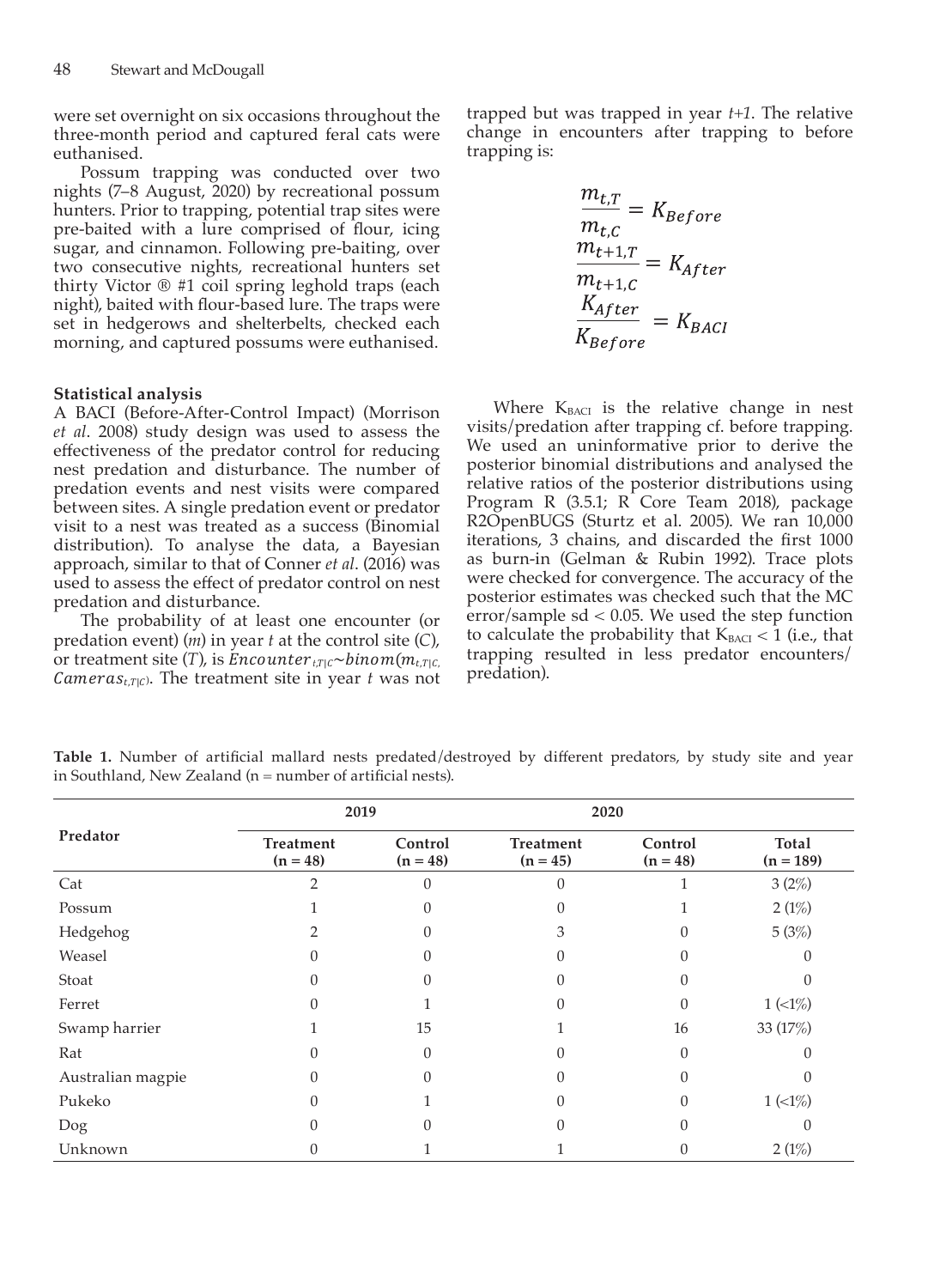were set overnight on six occasions throughout the three-month period and captured feral cats were euthanised.

Possum trapping was conducted over two nights (7–8 August, 2020) by recreational possum hunters. Prior to trapping, potential trap sites were pre-baited with a lure comprised of flour, icing sugar, and cinnamon. Following pre-baiting, over two consecutive nights, recreational hunters set thirty Victor ® #1 coil spring leghold traps (each night), baited with flour-based lure. The traps were set in hedgerows and shelterbelts, checked each morning, and captured possums were euthanised.

### Statistical analysis

A BACI (Before-After-Control Impact) (Morrison *et al*. 2008) study design was used to assess the effectiveness of the predator control for reducing nest predation and disturbance. The number of predation events and nest visits were compared between sites. A single predation event or predator visit to a nest was treated as a success (Binomial distribution). To analyse the data, a Bayesian approach, similar to that of Conner *et al*. (2016) was used to assess the effect of predator control on nest predation and disturbance.

The probability of at least one encounter (or predation event) (*m*) in year *t* at the control site (*C*), or treatment site (*T*), is $Encounter_{t,T|C} \sim binom(m_{t,T|C}, Cameras_{t,T|C})$. The treatment site in year *t* was not trapped but was trapped in year *t+1*. The relative change in encounters after trapping to before trapping is:

$$\frac{m_{t,T}}{m_{t,C}} = K_{Before}$$

$$\frac{m_{t+1,T}}{m_{t+1,C}} = K_{After}$$

$$\frac{K_{After}}{K_{Before}} = K_{BACI}$$

Where $K_{BACI}$ is the relative change in nest visits/predation after trapping cf. before trapping. We used an uninformative prior to derive the posterior binomial distributions and analysed the relative ratios of the posterior distributions using Program R (3.5.1; R Core Team 2018), package R2OpenBUGS (Sturtz et al. 2005). We ran 10,000 iterations, 3 chains, and discarded the first 1000 as burn-in (Gelman & Rubin 1992). Trace plots were checked for convergence. The accuracy of the posterior estimates was checked such that the MC error/sample sd < 0.05. We used the step function to calculate the probability that $K_{BACI} < 1$ (i.e., that trapping resulted in less predator encounters/ predation).

**Table 1.** Number of artificial mallard nests predated/destroyed by different predators, by study site and year in Southland, New Zealand (n = number of artificial nests).

| Predator | 2019 | | 2020 | | |
|---|---|---|---|---|---|
| | Treatment (n = 48) | Control (n = 48) | Treatment (n = 45) | Control (n = 48) | Total (n = 189) |
| Cat | 2 | 0 | 0 | 1 | 3 (2%) |
| Possum | 1 | 0 | 0 | 1 | 2 (1%) |
| Hedgehog | 2 | 0 | 3 | 0 | 5 (3%) |
| Weasel | 0 | 0 | 0 | 0 | 0 |
| Stoat | 0 | 0 | 0 | 0 | 0 |
| Ferret | 0 | 1 | 0 | 0 | 1 (<1%) |
| Swamp harrier | 1 | 15 | 1 | 16 | 33 (17%) |
| Rat | 0 | 0 | 0 | 0 | 0 |
| Australian magpie | 0 | 0 | 0 | 0 | 0 |
| Pukeko | 0 | 1 | 0 | 0 | 1 (<1%) |
| Dog | 0 | 0 | 0 | 0 | 0 |
| Unknown | 0 | 1 | 1 | 0 | 2 (1%) |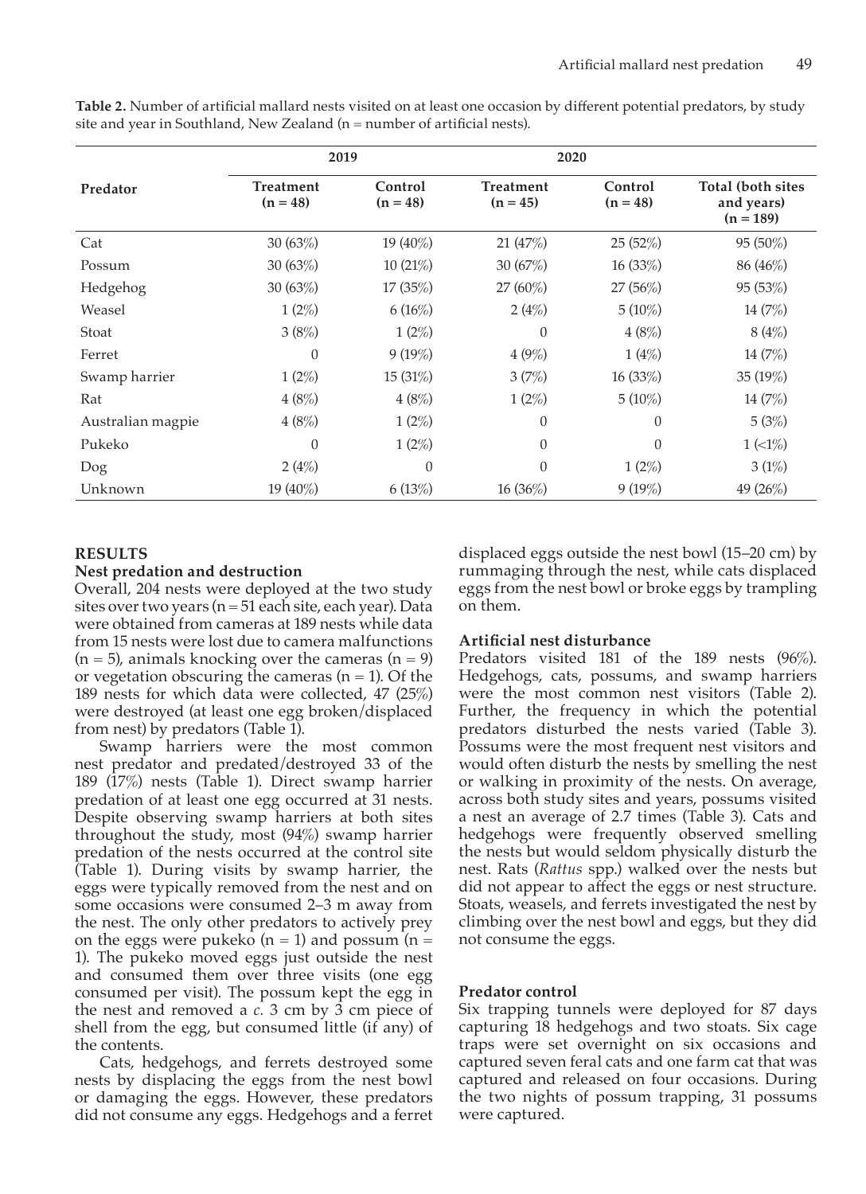**Table 2.** Number of artificial mallard nests visited on at least one occasion by different potential predators, by study site and year in Southland, New Zealand (n = number of artificial nests).

| Predator | 2019 | | 2020 | | |
|---|---|---|---|---|---|
| | Treatment (n = 48) | Control (n = 48) | Treatment (n = 45) | Control (n = 48) | Total (both sites and years) (n = 189) |
| Cat | 30 (63%) | 19 (40%) | 21 (47%) | 25 (52%) | 95 (50%) |
| Possum | 30 (63%) | 10 (21%) | 30 (67%) | 16 (33%) | 86 (46%) |
| Hedgehog | 30 (63%) | 17 (35%) | 27 (60%) | 27 (56%) | 95 (53%) |
| Weasel | 1 (2%) | 6 (16%) | 2 (4%) | 5 (10%) | 14 (7%) |
| Stoat | 3 (8%) | 1 (2%) | 0 | 4 (8%) | 8 (4%) |
| Ferret | 0 | 9 (19%) | 4 (9%) | 1 (4%) | 14 (7%) |
| Swamp harrier | 1 (2%) | 15 (31%) | 3 (7%) | 16 (33%) | 35 (19%) |
| Rat | 4 (8%) | 4 (8%) | 1 (2%) | 5 (10%) | 14 (7%) |
| Australian magpie | 4 (8%) | 1 (2%) | 0 | 0 | 5 (3%) |
| Pukeko | 0 | 1 (2%) | 0 | 0 | 1 (<1%) |
| Dog | 2 (4%) | 0 | 0 | 1 (2%) | 3 (1%) |
| Unknown | 19 (40%) | 6 (13%) | 16 (36%) | 9 (19%) | 49 (26%) |

## RESULTS

### Nest predation and destruction

Overall, 204 nests were deployed at the two study sites over two years (n = 51 each site, each year). Data were obtained from cameras at 189 nests while data from 15 nests were lost due to camera malfunctions (n = 5), animals knocking over the cameras (n = 9) or vegetation obscuring the cameras (n = 1). Of the 189 nests for which data were collected, 47 (25%) were destroyed (at least one egg broken/displaced from nest) by predators (Table 1).

Swamp harriers were the most common nest predator and predated/destroyed 33 of the 189 (17%) nests (Table 1). Direct swamp harrier predation of at least one egg occurred at 31 nests. Despite observing swamp harriers at both sites throughout the study, most (94%) swamp harrier predation of the nests occurred at the control site (Table 1). During visits by swamp harrier, the eggs were typically removed from the nest and on some occasions were consumed 2–3 m away from the nest. The only other predators to actively prey on the eggs were pukeko (n = 1) and possum (n = 1). The pukeko moved eggs just outside the nest and consumed them over three visits (one egg consumed per visit). The possum kept the egg in the nest and removed a *c.* 3 cm by 3 cm piece of shell from the egg, but consumed little (if any) of the contents.

Cats, hedgehogs, and ferrets destroyed some nests by displacing the eggs from the nest bowl or damaging the eggs. However, these predators did not consume any eggs. Hedgehogs and a ferret displaced eggs outside the nest bowl (15–20 cm) by rummaging through the nest, while cats displaced eggs from the nest bowl or broke eggs by trampling on them.

### Artificial nest disturbance

Predators visited 181 of the 189 nests (96%). Hedgehogs, cats, possums, and swamp harriers were the most common nest visitors (Table 2). Further, the frequency in which the potential predators disturbed the nests varied (Table 3). Possums were the most frequent nest visitors and would often disturb the nests by smelling the nest or walking in proximity of the nests. On average, across both study sites and years, possums visited a nest an average of 2.7 times (Table 3). Cats and hedgehogs were frequently observed smelling the nests but would seldom physically disturb the nest. Rats (*Rattus* spp.) walked over the nests but did not appear to affect the eggs or nest structure. Stoats, weasels, and ferrets investigated the nest by climbing over the nest bowl and eggs, but they did not consume the eggs.

### Predator control

Six trapping tunnels were deployed for 87 days capturing 18 hedgehogs and two stoats. Six cage traps were set overnight on six occasions and captured seven feral cats and one farm cat that was captured and released on four occasions. During the two nights of possum trapping, 31 possums were captured.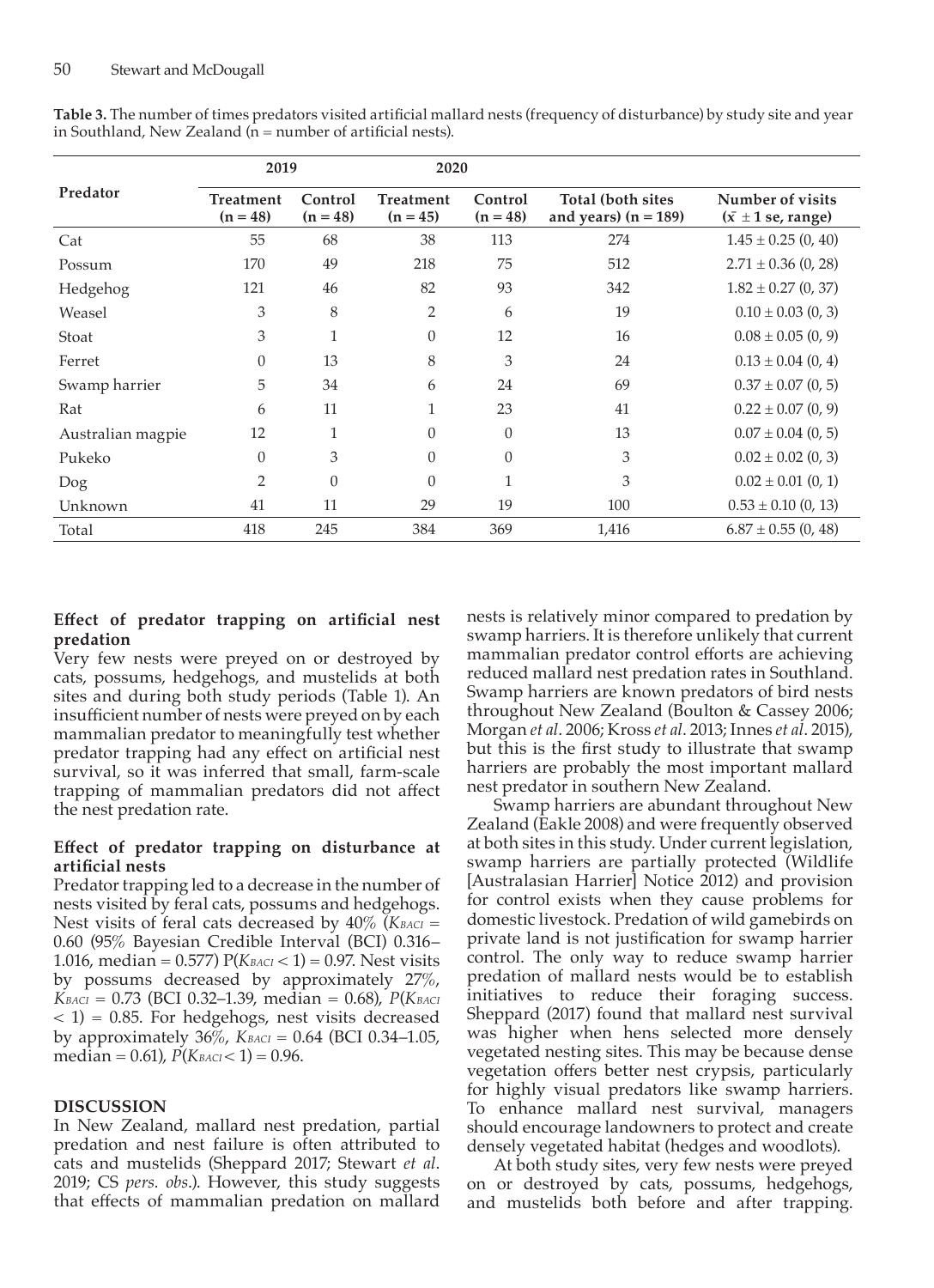**Table 3.** The number of times predators visited artificial mallard nests (frequency of disturbance) by study site and year in Southland, New Zealand (n = number of artificial nests).

| Predator | 2019 | | 2020 | | | |
|---|---|---|---|---|---|---|
| | Treatment (n = 48) | Control (n = 48) | Treatment (n = 45) | Control (n = 48) | Total (both sites and years) (n = 189) | Number of visits ($\bar{x}$ ± 1 se, range) |
| Cat | 55 | 68 | 38 | 113 | 274 | 1.45 ± 0.25 (0, 40) |
| Possum | 170 | 49 | 218 | 75 | 512 | 2.71 ± 0.36 (0, 28) |
| Hedgehog | 121 | 46 | 82 | 93 | 342 | 1.82 ± 0.27 (0, 37) |
| Weasel | 3 | 8 | 2 | 6 | 19 | 0.10 ± 0.03 (0, 3) |
| Stoat | 3 | 1 | 0 | 12 | 16 | 0.08 ± 0.05 (0, 9) |
| Ferret | 0 | 13 | 8 | 3 | 24 | 0.13 ± 0.04 (0, 4) |
| Swamp harrier | 5 | 34 | 6 | 24 | 69 | 0.37 ± 0.07 (0, 5) |
| Rat | 6 | 11 | 1 | 23 | 41 | 0.22 ± 0.07 (0, 9) |
| Australian magpie | 12 | 1 | 0 | 0 | 13 | 0.07 ± 0.04 (0, 5) |
| Pukeko | 0 | 3 | 0 | 0 | 3 | 0.02 ± 0.02 (0, 3) |
| Dog | 2 | 0 | 0 | 1 | 3 | 0.02 ± 0.01 (0, 1) |
| Unknown | 41 | 11 | 29 | 19 | 100 | 0.53 ± 0.10 (0, 13) |
| Total | 418 | 245 | 384 | 369 | 1,416 | 6.87 ± 0.55 (0, 48) |

**Effect of predator trapping on artificial nest predation**

Very few nests were preyed on or destroyed by cats, possums, hedgehogs, and mustelids at both sites and during both study periods (Table 1). An insufficient number of nests were preyed on by each mammalian predator to meaningfully test whether predator trapping had any effect on artificial nest survival, so it was inferred that small, farm-scale trapping of mammalian predators did not affect the nest predation rate.

**Effect of predator trapping on disturbance at artificial nests**

Predator trapping led to a decrease in the number of nests visited by feral cats, possums and hedgehogs. Nest visits of feral cats decreased by 40% ($K_{BACI}$ = 0.60 (95% Bayesian Credible Interval (BCI) 0.316–1.016, median = 0.577) P($K_{BACI}$ < 1) = 0.97. Nest visits by possums decreased by approximately 27%, $K_{BACI}$ = 0.73 (BCI 0.32–1.39, median = 0.68), *P*($K_{BACI}$ < 1) = 0.85. For hedgehogs, nest visits decreased by approximately 36%, $K_{BACI}$ = 0.64 (BCI 0.34–1.05, median = 0.61), *P*($K_{BACI}$ < 1) = 0.96.

## DISCUSSION

In New Zealand, mallard nest predation, partial predation and nest failure is often attributed to cats and mustelids (Sheppard 2017; Stewart *et al*. 2019; CS *pers. obs*.). However, this study suggests that effects of mammalian predation on mallard nests is relatively minor compared to predation by swamp harriers. It is therefore unlikely that current mammalian predator control efforts are achieving reduced mallard nest predation rates in Southland. Swamp harriers are known predators of bird nests throughout New Zealand (Boulton & Cassey 2006; Morgan *et al*. 2006; Kross *et al*. 2013; Innes *et al*. 2015), but this is the first study to illustrate that swamp harriers are probably the most important mallard nest predator in southern New Zealand.

Swamp harriers are abundant throughout New Zealand (Eakle 2008) and were frequently observed at both sites in this study. Under current legislation, swamp harriers are partially protected (Wildlife [Australasian Harrier] Notice 2012) and provision for control exists when they cause problems for domestic livestock. Predation of wild gamebirds on private land is not justification for swamp harrier control. The only way to reduce swamp harrier predation of mallard nests would be to establish initiatives to reduce their foraging success. Sheppard (2017) found that mallard nest survival was higher when hens selected more densely vegetated nesting sites. This may be because dense vegetation offers better nest crypsis, particularly for highly visual predators like swamp harriers. To enhance mallard nest survival, managers should encourage landowners to protect and create densely vegetated habitat (hedges and woodlots).

At both study sites, very few nests were preyed on or destroyed by cats, possums, hedgehogs, and mustelids both before and after trapping.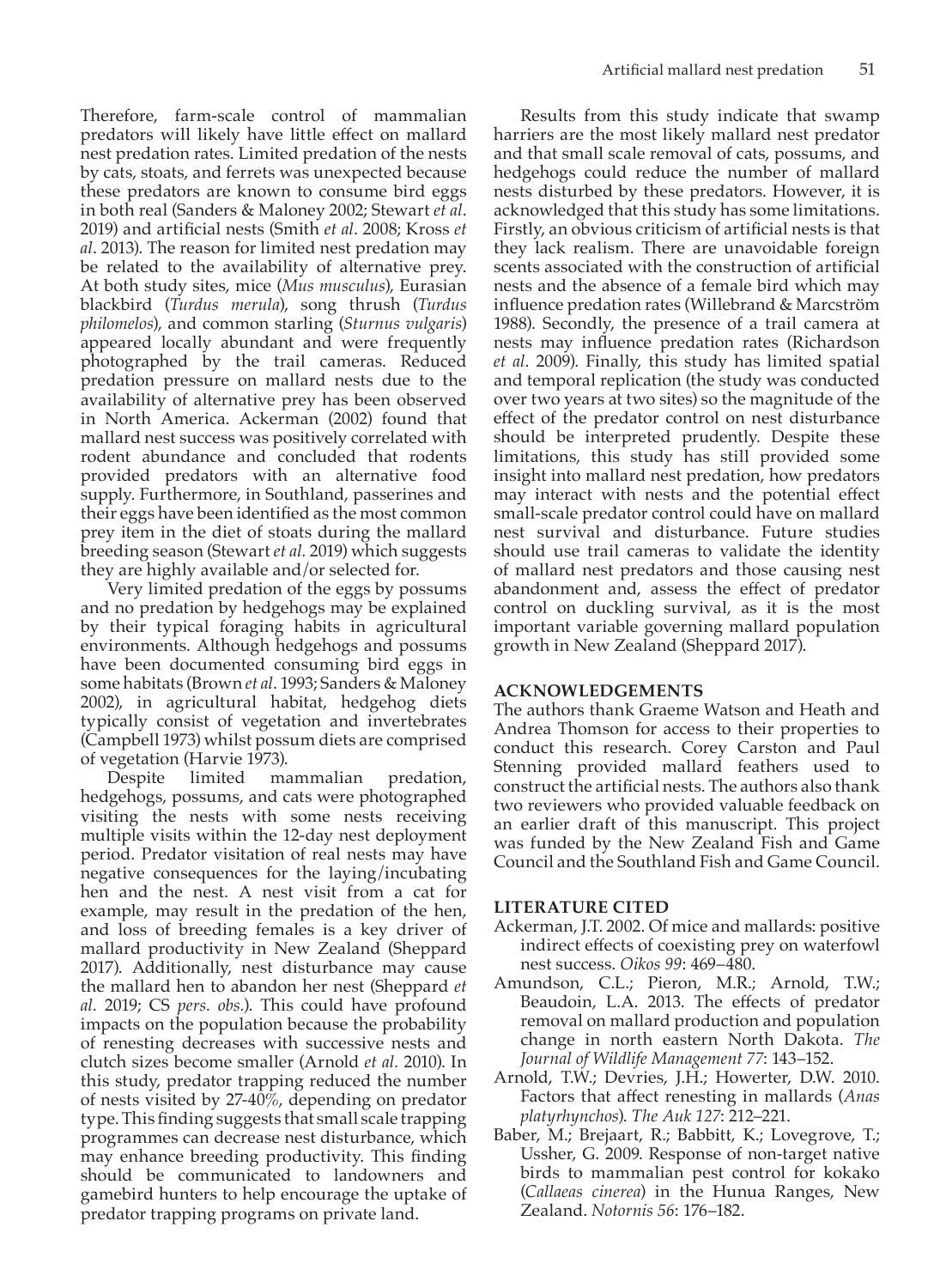Therefore, farm-scale control of mammalian predators will likely have little effect on mallard nest predation rates. Limited predation of the nests by cats, stoats, and ferrets was unexpected because these predators are known to consume bird eggs in both real (Sanders & Maloney 2002; Stewart *et al*. 2019) and artificial nests (Smith *et al*. 2008; Kross *et al*. 2013). The reason for limited nest predation may be related to the availability of alternative prey. At both study sites, mice (*Mus musculus*), Eurasian blackbird (*Turdus merula*), song thrush (*Turdus philomelos*), and common starling (*Sturnus vulgaris*) appeared locally abundant and were frequently photographed by the trail cameras. Reduced predation pressure on mallard nests due to the availability of alternative prey has been observed in North America. Ackerman (2002) found that mallard nest success was positively correlated with rodent abundance and concluded that rodents provided predators with an alternative food supply. Furthermore, in Southland, passerines and their eggs have been identified as the most common prey item in the diet of stoats during the mallard breeding season (Stewart *et al.* 2019) which suggests they are highly available and/or selected for.

Very limited predation of the eggs by possums and no predation by hedgehogs may be explained by their typical foraging habits in agricultural environments. Although hedgehogs and possums have been documented consuming bird eggs in some habitats (Brown *et al*. 1993; Sanders & Maloney 2002), in agricultural habitat, hedgehog diets typically consist of vegetation and invertebrates (Campbell 1973) whilst possum diets are comprised of vegetation (Harvie 1973).

Despite limited mammalian predation, hedgehogs, possums, and cats were photographed visiting the nests with some nests receiving multiple visits within the 12-day nest deployment period. Predator visitation of real nests may have negative consequences for the laying/incubating hen and the nest. A nest visit from a cat for example, may result in the predation of the hen, and loss of breeding females is a key driver of mallard productivity in New Zealand (Sheppard 2017). Additionally, nest disturbance may cause the mallard hen to abandon her nest (Sheppard *et al.* 2019; CS *pers. obs.*). This could have profound impacts on the population because the probability of renesting decreases with successive nests and clutch sizes become smaller (Arnold *et al.* 2010). In this study, predator trapping reduced the number of nests visited by 27-40%, depending on predator type. This finding suggests that small scale trapping programmes can decrease nest disturbance, which may enhance breeding productivity. This finding should be communicated to landowners and gamebird hunters to help encourage the uptake of predator trapping programs on private land.

Results from this study indicate that swamp harriers are the most likely mallard nest predator and that small scale removal of cats, possums, and hedgehogs could reduce the number of mallard nests disturbed by these predators. However, it is acknowledged that this study has some limitations. Firstly, an obvious criticism of artificial nests is that they lack realism. There are unavoidable foreign scents associated with the construction of artificial nests and the absence of a female bird which may influence predation rates (Willebrand & Marcström 1988). Secondly, the presence of a trail camera at nests may influence predation rates (Richardson *et al*. 2009). Finally, this study has limited spatial and temporal replication (the study was conducted over two years at two sites) so the magnitude of the effect of the predator control on nest disturbance should be interpreted prudently. Despite these limitations, this study has still provided some insight into mallard nest predation, how predators may interact with nests and the potential effect small-scale predator control could have on mallard nest survival and disturbance. Future studies should use trail cameras to validate the identity of mallard nest predators and those causing nest abandonment and, assess the effect of predator control on duckling survival, as it is the most important variable governing mallard population growth in New Zealand (Sheppard 2017).

## ACKNOWLEDGEMENTS

The authors thank Graeme Watson and Heath and Andrea Thomson for access to their properties to conduct this research. Corey Carston and Paul Stenning provided mallard feathers used to construct the artificial nests. The authors also thank two reviewers who provided valuable feedback on an earlier draft of this manuscript. This project was funded by the New Zealand Fish and Game Council and the Southland Fish and Game Council.

## LITERATURE CITED

Ackerman, J.T. 2002. Of mice and mallards: positive indirect effects of coexisting prey on waterfowl nest success. *Oikos 99*: 469–480.

Amundson, C.L.; Pieron, M.R.; Arnold, T.W.; Beaudoin, L.A. 2013. The effects of predator removal on mallard production and population change in north eastern North Dakota. *The Journal of Wildlife Management 77*: 143–152.

Arnold, T.W.; Devries, J.H.; Howerter, D.W. 2010. Factors that affect renesting in mallards (*Anas platyrhynchos*). *The Auk 127*: 212–221.

Baber, M.; Brejaart, R.; Babbitt, K.; Lovegrove, T.; Ussher, G. 2009. Response of non-target native birds to mammalian pest control for kokako (*Callaeas cinerea*) in the Hunua Ranges, New Zealand. *Notornis 56*: 176–182.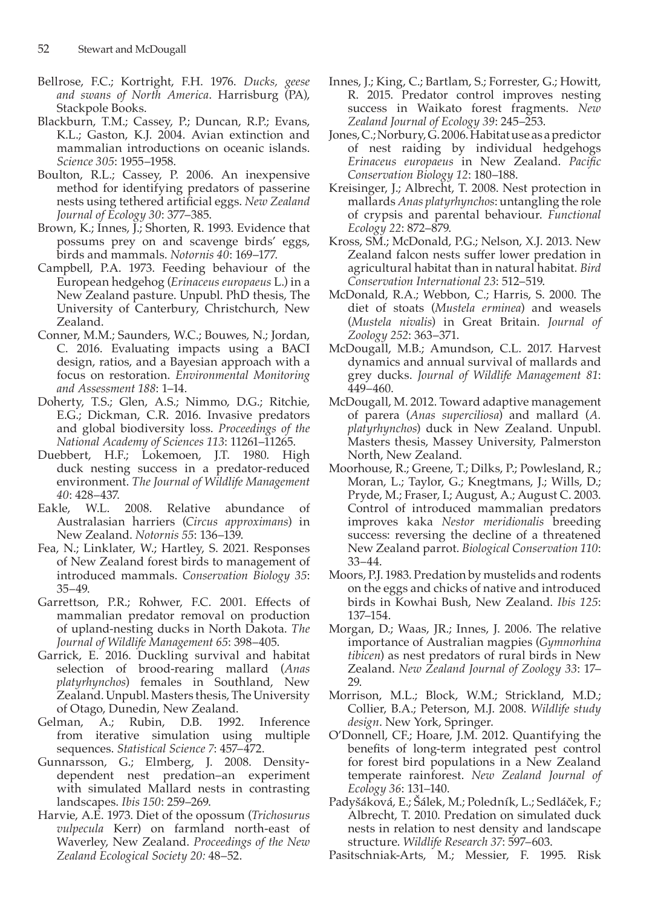Bellrose, F.C.; Kortright, F.H. 1976. *Ducks, geese and swans of North America*. Harrisburg (PA), Stackpole Books.

Blackburn, T.M.; Cassey, P.; Duncan, R.P.; Evans, K.L.; Gaston, K.J. 2004. Avian extinction and mammalian introductions on oceanic islands. *Science 305*: 1955–1958.

Boulton, R.L.; Cassey, P. 2006. An inexpensive method for identifying predators of passerine nests using tethered artificial eggs. *New Zealand Journal of Ecology 30*: 377–385.

Brown, K.; Innes, J.; Shorten, R. 1993. Evidence that possums prey on and scavenge birds' eggs, birds and mammals. *Notornis 40*: 169–177.

Campbell, P.A. 1973. Feeding behaviour of the European hedgehog (*Erinaceus europaeus* L.) in a New Zealand pasture. Unpubl. PhD thesis, The University of Canterbury, Christchurch, New Zealand.

Conner, M.M.; Saunders, W.C.; Bouwes, N.; Jordan, C. 2016. Evaluating impacts using a BACI design, ratios, and a Bayesian approach with a focus on restoration. *Environmental Monitoring and Assessment 188*: 1–14.

Doherty, T.S.; Glen, A.S.; Nimmo, D.G.; Ritchie, E.G.; Dickman, C.R. 2016. Invasive predators and global biodiversity loss. *Proceedings of the National Academy of Sciences 113*: 11261–11265.

Duebbert, H.F.; Lokemoen, J.T. 1980. High duck nesting success in a predator-reduced environment. *The Journal of Wildlife Management 40*: 428–437.

Eakle, W.L. 2008. Relative abundance of Australasian harriers (*Circus approximans*) in New Zealand. *Notornis 55*: 136–139.

Fea, N.; Linklater, W.; Hartley, S. 2021. Responses of New Zealand forest birds to management of introduced mammals. *Conservation Biology 35*: 35–49.

Garrettson, P.R.; Rohwer, F.C. 2001. Effects of mammalian predator removal on production of upland-nesting ducks in North Dakota. *The Journal of Wildlife Management 65*: 398–405.

Garrick, E. 2016. Duckling survival and habitat selection of brood-rearing mallard (*Anas platyrhynchos*) females in Southland, New Zealand. Unpubl. Masters thesis, The University of Otago, Dunedin, New Zealand.

Gelman, A.; Rubin, D.B. 1992. Inference from iterative simulation using multiple sequences. *Statistical Science 7*: 457–472.

Gunnarsson, G.; Elmberg, J. 2008. Density-dependent nest predation–an experiment with simulated Mallard nests in contrasting landscapes. *Ibis 150*: 259–269.

Harvie, A.E. 1973. Diet of the opossum (*Trichosurus vulpecula* Kerr) on farmland north-east of Waverley, New Zealand. *Proceedings of the New Zealand Ecological Society 20:* 48–52.

Innes, J.; King, C.; Bartlam, S.; Forrester, G.; Howitt, R. 2015. Predator control improves nesting success in Waikato forest fragments. *New Zealand Journal of Ecology 39*: 245–253.

Jones, C.; Norbury, G. 2006. Habitat use as a predictor of nest raiding by individual hedgehogs *Erinaceus europaeus* in New Zealand. *Pacific Conservation Biology 12*: 180–188.

Kreisinger, J.; Albrecht, T. 2008. Nest protection in mallards *Anas platyrhynchos*: untangling the role of crypsis and parental behaviour. *Functional Ecology 22*: 872–879.

Kross, SM.; McDonald, P.G.; Nelson, X.J. 2013. New Zealand falcon nests suffer lower predation in agricultural habitat than in natural habitat. *Bird Conservation International 23*: 512–519.

McDonald, R.A.; Webbon, C.; Harris, S. 2000. The diet of stoats (*Mustela erminea*) and weasels (*Mustela nivalis*) in Great Britain. *Journal of Zoology 252*: 363–371.

McDougall, M.B.; Amundson, C.L. 2017. Harvest dynamics and annual survival of mallards and grey ducks. *Journal of Wildlife Management 81*: 449–460.

McDougall, M. 2012. Toward adaptive management of parera (*Anas superciliosa*) and mallard (*A. platyrhynchos*) duck in New Zealand. Unpubl. Masters thesis, Massey University, Palmerston North, New Zealand.

Moorhouse, R.; Greene, T.; Dilks, P.; Powlesland, R.; Moran, L.; Taylor, G.; Jones, A.; Knegtmans, J.; Wills, D.; Pryde, M.; Fraser, I.; August, A.; August C. 2003. Control of introduced mammalian predators improves kaka *Nestor meridionalis* breeding success: reversing the decline of a threatened New Zealand parrot. *Biological Conservation 110*: 33–44.

Moors, P.J. 1983. Predation by mustelids and rodents on the eggs and chicks of native and introduced birds in Kowhai Bush, New Zealand. *Ibis 125*: 137–154.

Morgan, D.; Waas, JR.; Innes, J. 2006. The relative importance of Australian magpies (*Gymnorhina tibicen*) as nest predators of rural birds in New Zealand. *New Zealand Journal of Zoology 33*: 17–29.

Morrison, M.L.; Block, W.M.; Strickland, M.D.; Collier, B.A.; Peterson, M.J. 2008. *Wildlife study design*. New York, Springer.

O'Donnell, CF.; Hoare, J.M. 2012. Quantifying the benefits of long-term integrated pest control for forest bird populations in a New Zealand temperate rainforest. *New Zealand Journal of Ecology 36*: 131–140.

Padyšáková, E.; Šálek, M.; Poledník, L.; Sedláček, F.; Albrecht, T. 2010. Predation on simulated duck nests in relation to nest density and landscape structure. *Wildlife Research 37*: 597–603.

Pasitschniak-Arts, M.; Messier, F. 1995. Risk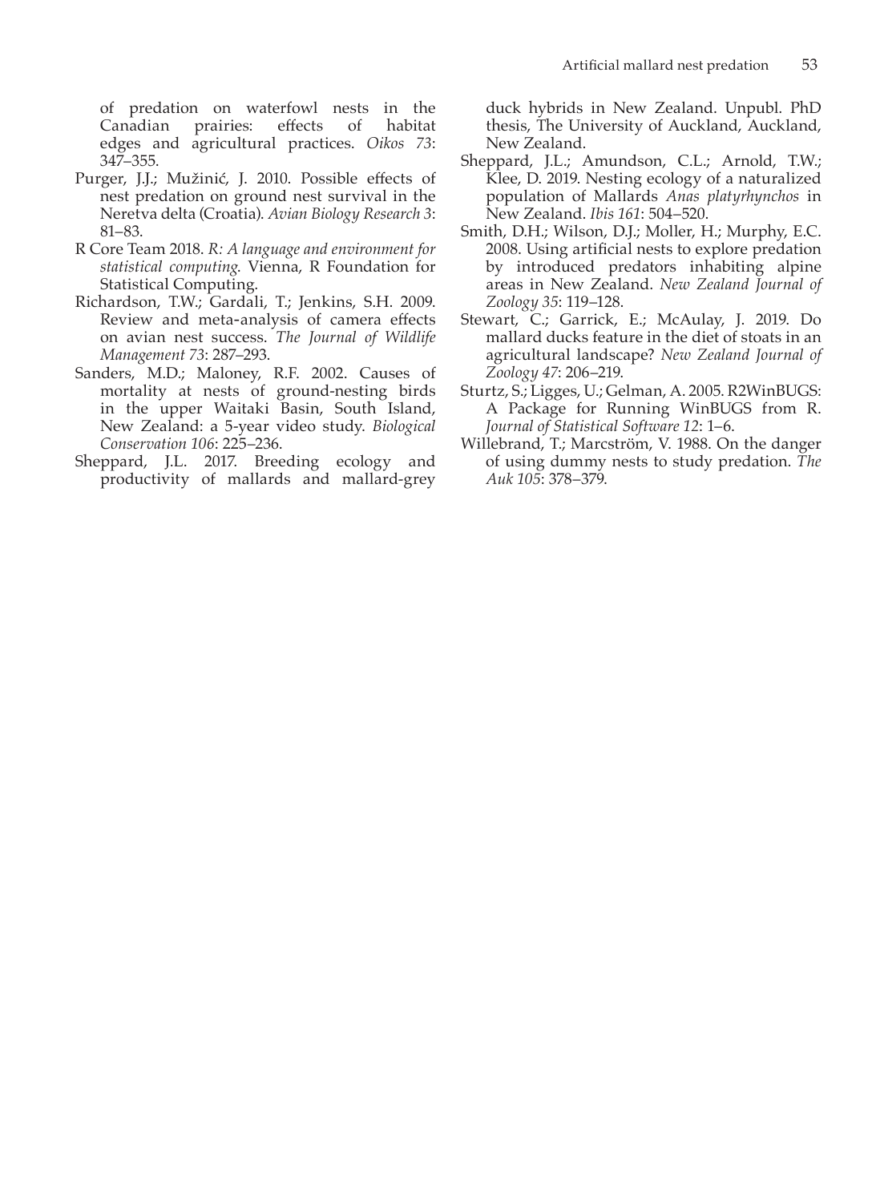of predation on waterfowl nests in the Canadian prairies: effects of habitat edges and agricultural practices. *Oikos 73*: 347–355.

Purger, J.J.; Mužinić, J. 2010. Possible effects of nest predation on ground nest survival in the Neretva delta (Croatia). *Avian Biology Research 3*: 81–83.

R Core Team 2018. *R: A language and environment for statistical computing*. Vienna, R Foundation for Statistical Computing.

Richardson, T.W.; Gardali, T.; Jenkins, S.H. 2009. Review and meta-analysis of camera effects on avian nest success. *The Journal of Wildlife Management 73*: 287–293.

Sanders, M.D.; Maloney, R.F. 2002. Causes of mortality at nests of ground-nesting birds in the upper Waitaki Basin, South Island, New Zealand: a 5-year video study. *Biological Conservation 106*: 225–236.

Sheppard, J.L. 2017. Breeding ecology and productivity of mallards and mallard-grey duck hybrids in New Zealand. Unpubl. PhD thesis, The University of Auckland, Auckland, New Zealand.

Sheppard, J.L.; Amundson, C.L.; Arnold, T.W.; Klee, D. 2019. Nesting ecology of a naturalized population of Mallards *Anas platyrhynchos* in New Zealand. *Ibis 161*: 504–520.

Smith, D.H.; Wilson, D.J.; Moller, H.; Murphy, E.C. 2008. Using artificial nests to explore predation by introduced predators inhabiting alpine areas in New Zealand. *New Zealand Journal of Zoology 35*: 119–128.

Stewart, C.; Garrick, E.; McAulay, J. 2019. Do mallard ducks feature in the diet of stoats in an agricultural landscape? *New Zealand Journal of Zoology 47*: 206–219.

Sturtz, S.; Ligges, U.; Gelman, A. 2005. R2WinBUGS: A Package for Running WinBUGS from R. *Journal of Statistical Software 12*: 1–6.

Willebrand, T.; Marcström, V. 1988. On the danger of using dummy nests to study predation. *The Auk 105*: 378–379.